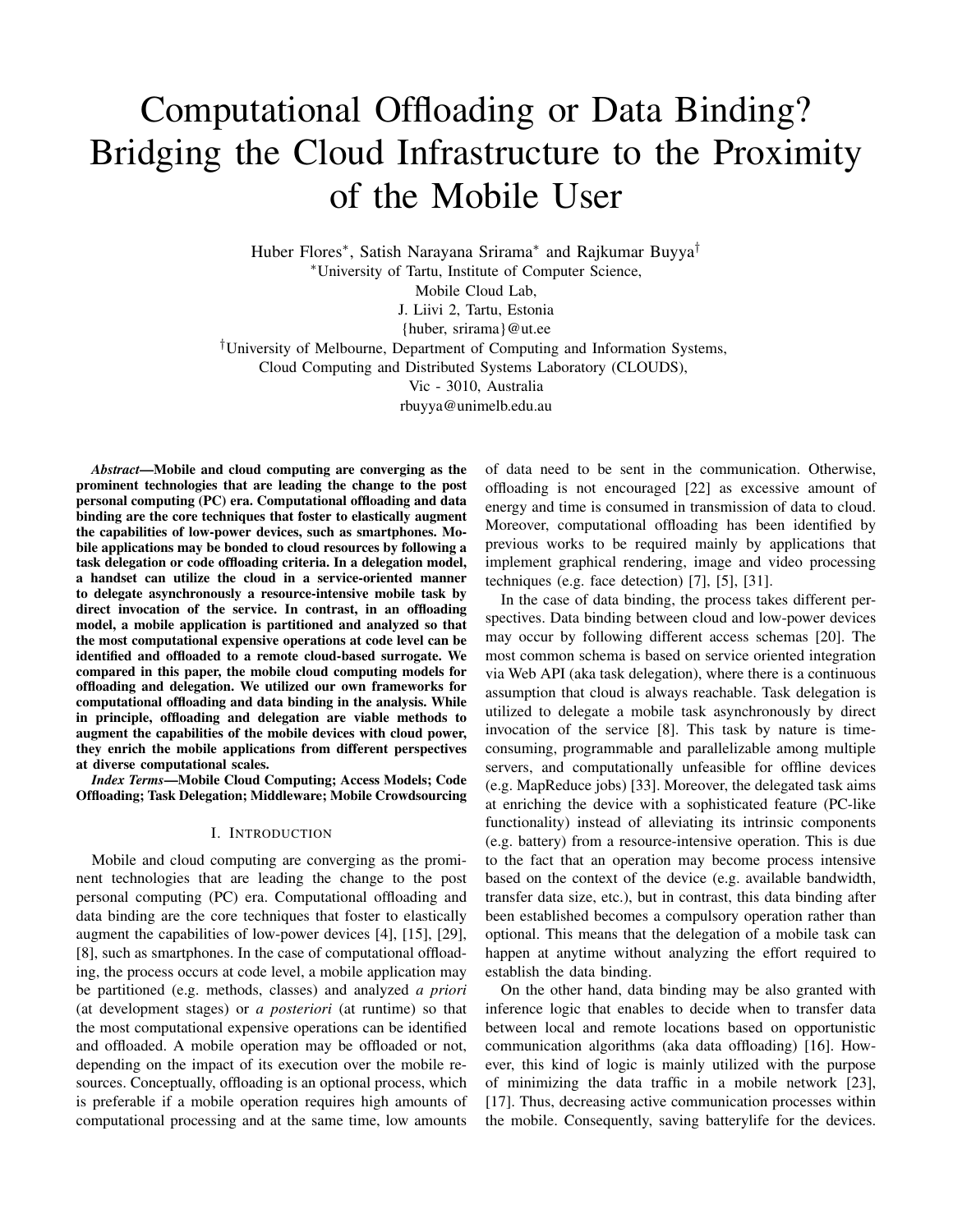# Computational Offloading or Data Binding? Bridging the Cloud Infrastructure to the Proximity of the Mobile User

Huber Flores*, Satish Narayana Srirama* and Rajkumar Buyya†

*University of Tartu, Institute of Computer Science,
Mobile Cloud Lab,
J. Liivi 2, Tartu, Estonia
{huber, srirama}@ut.ee

†University of Melbourne, Department of Computing and Information Systems,
Cloud Computing and Distributed Systems Laboratory (CLOUDS),
Vic - 3010, Australia
rbuyya@unimelb.edu.au

***Abstract*—Mobile and cloud computing are converging as the prominent technologies that are leading the change to the post personal computing (PC) era. Computational offloading and data binding are the core techniques that foster to elastically augment the capabilities of low-power devices, such as smartphones. Mobile applications may be bonded to cloud resources by following a task delegation or code offloading criteria. In a delegation model, a handset can utilize the cloud in a service-oriented manner to delegate asynchronously a resource-intensive mobile task by direct invocation of the service. In contrast, in an offloading model, a mobile application is partitioned and analyzed so that the most computational expensive operations at code level can be identified and offloaded to a remote cloud-based surrogate. We compared in this paper, the mobile cloud computing models for offloading and delegation. We utilized our own frameworks for computational offloading and data binding in the analysis. While in principle, offloading and delegation are viable methods to augment the capabilities of the mobile devices with cloud power, they enrich the mobile applications from different perspectives at diverse computational scales.**

***Index Terms*—Mobile Cloud Computing; Access Models; Code Offloading; Task Delegation; Middleware; Mobile Crowdsourcing**

## I. Introduction

Mobile and cloud computing are converging as the prominent technologies that are leading the change to the post personal computing (PC) era. Computational offloading and data binding are the core techniques that foster to elastically augment the capabilities of low-power devices [4], [15], [29], [8], such as smartphones. In the case of computational offloading, the process occurs at code level, a mobile application may be partitioned (e.g. methods, classes) and analyzed *a priori* (at development stages) or *a posteriori* (at runtime) so that the most computational expensive operations can be identified and offloaded. A mobile operation may be offloaded or not, depending on the impact of its execution over the mobile resources. Conceptually, offloading is an optional process, which is preferable if a mobile operation requires high amounts of computational processing and at the same time, low amounts of data need to be sent in the communication. Otherwise, offloading is not encouraged [22] as excessive amount of energy and time is consumed in transmission of data to cloud. Moreover, computational offloading has been identified by previous works to be required mainly by applications that implement graphical rendering, image and video processing techniques (e.g. face detection) [7], [5], [31].

In the case of data binding, the process takes different perspectives. Data binding between cloud and low-power devices may occur by following different access schemas [20]. The most common schema is based on service oriented integration via Web API (aka task delegation), where there is a continuous assumption that cloud is always reachable. Task delegation is utilized to delegate a mobile task asynchronously by direct invocation of the service [8]. This task by nature is time-consuming, programmable and parallelizable among multiple servers, and computationally unfeasible for offline devices (e.g. MapReduce jobs) [33]. Moreover, the delegated task aims at enriching the device with a sophisticated feature (PC-like functionality) instead of alleviating its intrinsic components (e.g. battery) from a resource-intensive operation. This is due to the fact that an operation may become process intensive based on the context of the device (e.g. available bandwidth, transfer data size, etc.), but in contrast, this data binding after been established becomes a compulsory operation rather than optional. This means that the delegation of a mobile task can happen at anytime without analyzing the effort required to establish the data binding.

On the other hand, data binding may be also granted with inference logic that enables to decide when to transfer data between local and remote locations based on opportunistic communication algorithms (aka data offloading) [16]. However, this kind of logic is mainly utilized with the purpose of minimizing the data traffic in a mobile network [23], [17]. Thus, decreasing active communication processes within the mobile. Consequently, saving batterylife for the devices.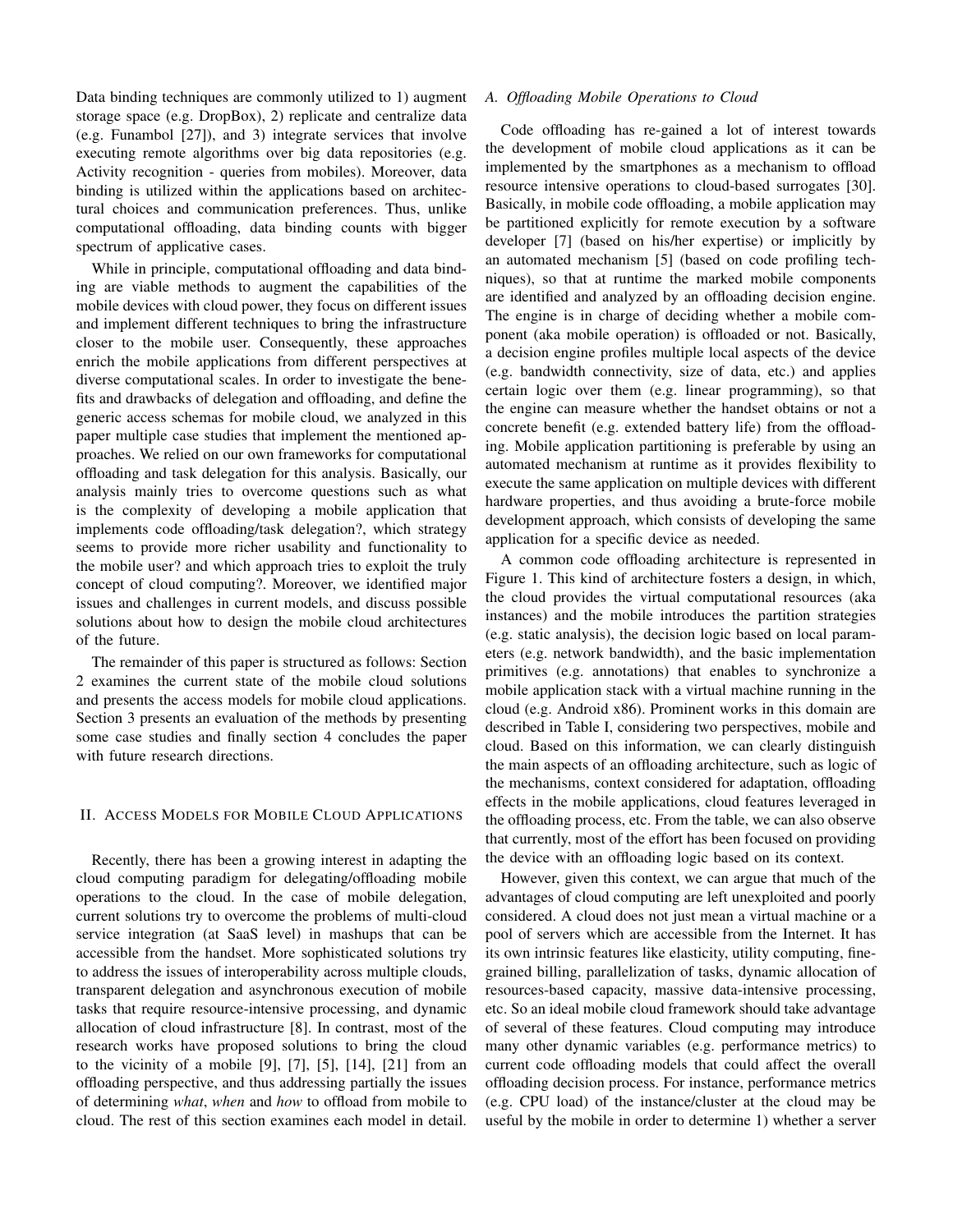Data binding techniques are commonly utilized to 1) augment storage space (e.g. DropBox), 2) replicate and centralize data (e.g. Funambol [27]), and 3) integrate services that involve executing remote algorithms over big data repositories (e.g. Activity recognition - queries from mobiles). Moreover, data binding is utilized within the applications based on architectural choices and communication preferences. Thus, unlike computational offloading, data binding counts with bigger spectrum of applicative cases.

While in principle, computational offloading and data binding are viable methods to augment the capabilities of the mobile devices with cloud power, they focus on different issues and implement different techniques to bring the infrastructure closer to the mobile user. Consequently, these approaches enrich the mobile applications from different perspectives at diverse computational scales. In order to investigate the benefits and drawbacks of delegation and offloading, and define the generic access schemas for mobile cloud, we analyzed in this paper multiple case studies that implement the mentioned approaches. We relied on our own frameworks for computational offloading and task delegation for this analysis. Basically, our analysis mainly tries to overcome questions such as what is the complexity of developing a mobile application that implements code offloading/task delegation?, which strategy seems to provide more richer usability and functionality to the mobile user? and which approach tries to exploit the truly concept of cloud computing?. Moreover, we identified major issues and challenges in current models, and discuss possible solutions about how to design the mobile cloud architectures of the future.

The remainder of this paper is structured as follows: Section 2 examines the current state of the mobile cloud solutions and presents the access models for mobile cloud applications. Section 3 presents an evaluation of the methods by presenting some case studies and finally section 4 concludes the paper with future research directions.

## II. Access Models for Mobile Cloud Applications

Recently, there has been a growing interest in adapting the cloud computing paradigm for delegating/offloading mobile operations to the cloud. In the case of mobile delegation, current solutions try to overcome the problems of multi-cloud service integration (at SaaS level) in mashups that can be accessible from the handset. More sophisticated solutions try to address the issues of interoperability across multiple clouds, transparent delegation and asynchronous execution of mobile tasks that require resource-intensive processing, and dynamic allocation of cloud infrastructure [8]. In contrast, most of the research works have proposed solutions to bring the cloud to the vicinity of a mobile [9], [7], [5], [14], [21] from an offloading perspective, and thus addressing partially the issues of determining *what*, *when* and *how* to offload from mobile to cloud. The rest of this section examines each model in detail.

### A. Offloading Mobile Operations to Cloud

Code offloading has re-gained a lot of interest towards the development of mobile cloud applications as it can be implemented by the smartphones as a mechanism to offload resource intensive operations to cloud-based surrogates [30]. Basically, in mobile code offloading, a mobile application may be partitioned explicitly for remote execution by a software developer [7] (based on his/her expertise) or implicitly by an automated mechanism [5] (based on code profiling techniques), so that at runtime the marked mobile components are identified and analyzed by an offloading decision engine. The engine is in charge of deciding whether a mobile component (aka mobile operation) is offloaded or not. Basically, a decision engine profiles multiple local aspects of the device (e.g. bandwidth connectivity, size of data, etc.) and applies certain logic over them (e.g. linear programming), so that the engine can measure whether the handset obtains or not a concrete benefit (e.g. extended battery life) from the offloading. Mobile application partitioning is preferable by using an automated mechanism at runtime as it provides flexibility to execute the same application on multiple devices with different hardware properties, and thus avoiding a brute-force mobile development approach, which consists of developing the same application for a specific device as needed.

A common code offloading architecture is represented in Figure 1. This kind of architecture fosters a design, in which, the cloud provides the virtual computational resources (aka instances) and the mobile introduces the partition strategies (e.g. static analysis), the decision logic based on local parameters (e.g. network bandwidth), and the basic implementation primitives (e.g. annotations) that enables to synchronize a mobile application stack with a virtual machine running in the cloud (e.g. Android x86). Prominent works in this domain are described in Table I, considering two perspectives, mobile and cloud. Based on this information, we can clearly distinguish the main aspects of an offloading architecture, such as logic of the mechanisms, context considered for adaptation, offloading effects in the mobile applications, cloud features leveraged in the offloading process, etc. From the table, we can also observe that currently, most of the effort has been focused on providing the device with an offloading logic based on its context.

However, given this context, we can argue that much of the advantages of cloud computing are left unexploited and poorly considered. A cloud does not just mean a virtual machine or a pool of servers which are accessible from the Internet. It has its own intrinsic features like elasticity, utility computing, fine-grained billing, parallelization of tasks, dynamic allocation of resources-based capacity, massive data-intensive processing, etc. So an ideal mobile cloud framework should take advantage of several of these features. Cloud computing may introduce many other dynamic variables (e.g. performance metrics) to current code offloading models that could affect the overall offloading decision process. For instance, performance metrics (e.g. CPU load) of the instance/cluster at the cloud may be useful by the mobile in order to determine 1) whether a server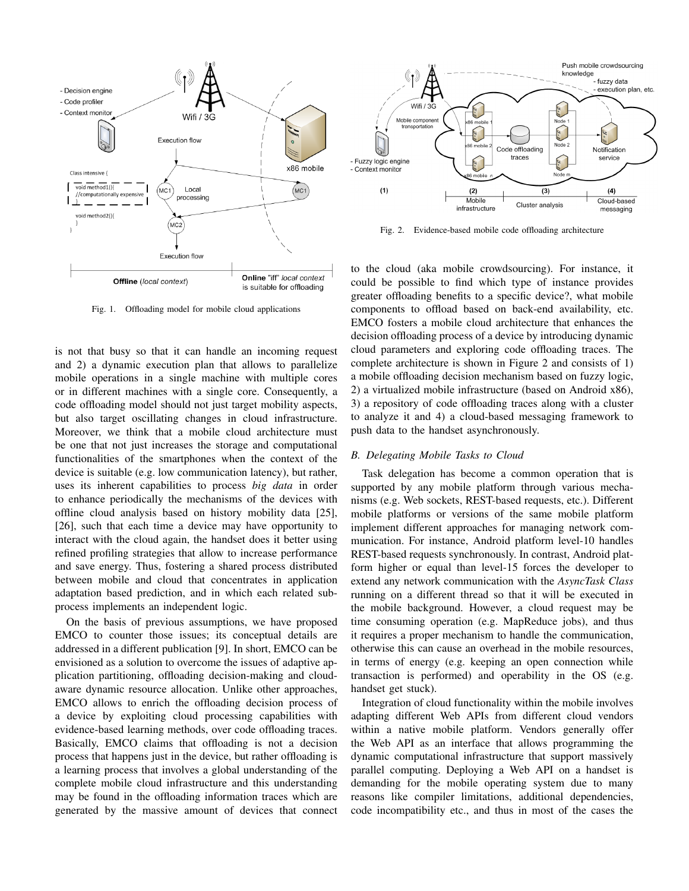- Decision engine
- Code profiler
- Context monitor

Wifi / 3G

Execution flow

x86 mobile

Class intensive {

void method1(){
//computationally expensive
}

void method2(){
}
}

MC1

Local processing

MC1

MC2

Execution flow

**Offline** (*local context*)

**Online** "iff" *local context* is suitable for offloading

Fig. 1. Offloading model for mobile cloud applications

Push mobile crowdsourcing knowledge
- fuzzy data
- execution plan, etc.

Wifi / 3G

Mobile component transportation

x86 mobile 1

x86 mobile 2

x86 mobile n

Code offloading traces

Node 1

Node 2

Node m

Notification service

- Fuzzy logic engine
- Context monitor

(1)

(2) Mobile infrastructure

(3) Cluster analysis

(4) Cloud-based messaging

Fig. 2. Evidence-based mobile code offloading architecture

is not that busy so that it can handle an incoming request and 2) a dynamic execution plan that allows to parallelize mobile operations in a single machine with multiple cores or in different machines with a single core. Consequently, a code offloading model should not just target mobility aspects, but also target oscillating changes in cloud infrastructure. Moreover, we think that a mobile cloud architecture must be one that not just increases the storage and computational functionalities of the smartphones when the context of the device is suitable (e.g. low communication latency), but rather, uses its inherent capabilities to process *big data* in order to enhance periodically the mechanisms of the devices with offline cloud analysis based on history mobility data [25], [26], such that each time a device may have opportunity to interact with the cloud again, the handset does it better using refined profiling strategies that allow to increase performance and save energy. Thus, fostering a shared process distributed between mobile and cloud that concentrates in application adaptation based prediction, and in which each related sub-process implements an independent logic.

On the basis of previous assumptions, we have proposed EMCO to counter those issues; its conceptual details are addressed in a different publication [9]. In short, EMCO can be envisioned as a solution to overcome the issues of adaptive application partitioning, offloading decision-making and cloud-aware dynamic resource allocation. Unlike other approaches, EMCO allows to enrich the offloading decision process of a device by exploiting cloud processing capabilities with evidence-based learning methods, over code offloading traces. Basically, EMCO claims that offloading is not a decision process that happens just in the device, but rather offloading is a learning process that involves a global understanding of the complete mobile cloud infrastructure and this understanding may be found in the offloading information traces which are generated by the massive amount of devices that connect to the cloud (aka mobile crowdsourcing). For instance, it could be possible to find which type of instance provides greater offloading benefits to a specific device?, what mobile components to offload based on back-end availability, etc. EMCO fosters a mobile cloud architecture that enhances the decision offloading process of a device by introducing dynamic cloud parameters and exploring code offloading traces. The complete architecture is shown in Figure 2 and consists of 1) a mobile offloading decision mechanism based on fuzzy logic, 2) a virtualized mobile infrastructure (based on Android x86), 3) a repository of code offloading traces along with a cluster to analyze it and 4) a cloud-based messaging framework to push data to the handset asynchronously.

### B. Delegating Mobile Tasks to Cloud

Task delegation has become a common operation that is supported by any mobile platform through various mechanisms (e.g. Web sockets, REST-based requests, etc.). Different mobile platforms or versions of the same mobile platform implement different approaches for managing network communication. For instance, Android platform level-10 handles REST-based requests synchronously. In contrast, Android platform higher or equal than level-15 forces the developer to extend any network communication with the *AsyncTask Class* running on a different thread so that it will be executed in the mobile background. However, a cloud request may be time consuming operation (e.g. MapReduce jobs), and thus it requires a proper mechanism to handle the communication, otherwise this can cause an overhead in the mobile resources, in terms of energy (e.g. keeping an open connection while transaction is performed) and operability in the OS (e.g. handset get stuck).

Integration of cloud functionality within the mobile involves adapting different Web APIs from different cloud vendors within a native mobile platform. Vendors generally offer the Web API as an interface that allows programming the dynamic computational infrastructure that support massively parallel computing. Deploying a Web API on a handset is demanding for the mobile operating system due to many reasons like compiler limitations, additional dependencies, code incompatibility etc., and thus in most of the cases the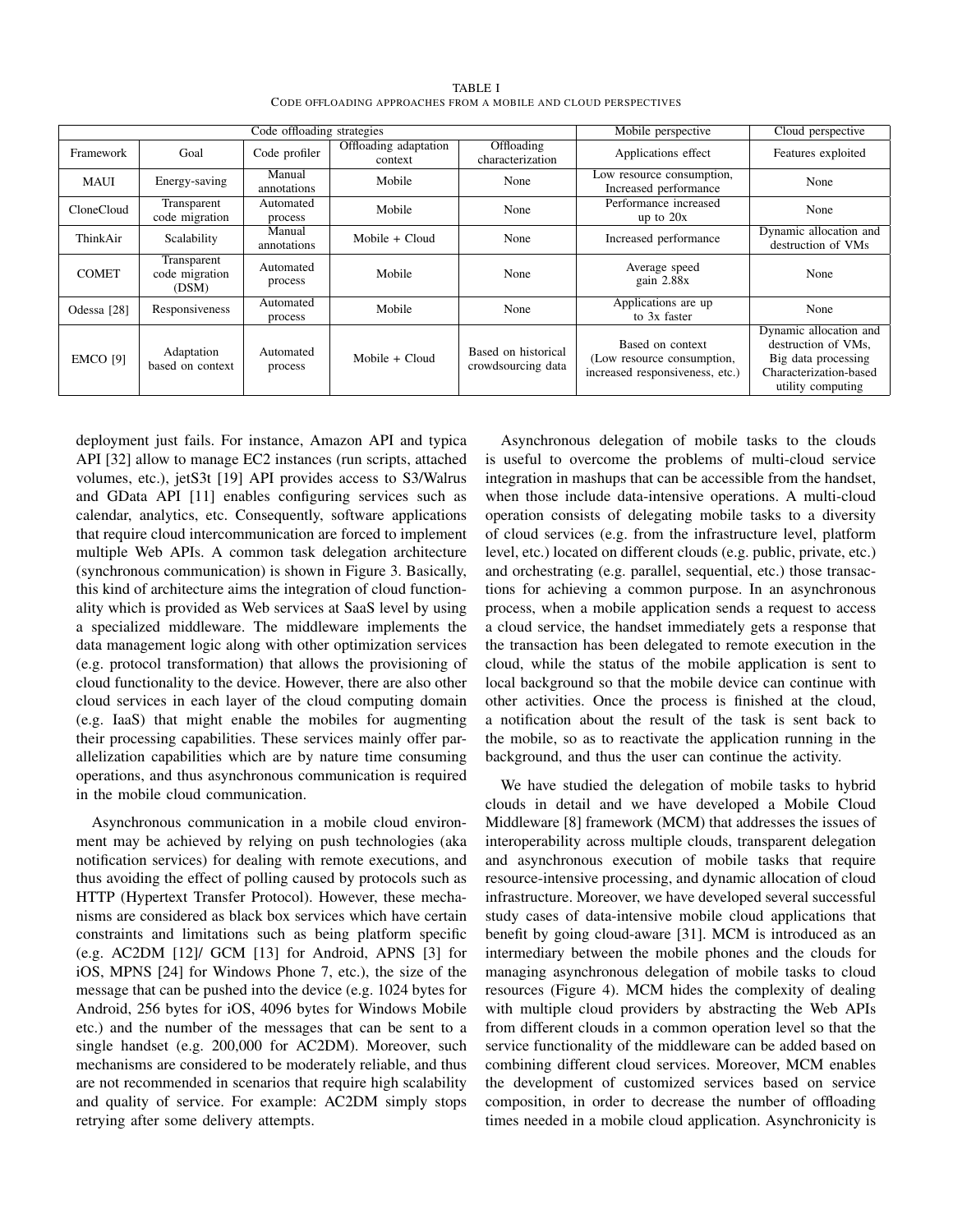TABLE I

CODE OFFLOADING APPROACHES FROM A MOBILE AND CLOUD PERSPECTIVES

| Code offloading strategies | | | | | Mobile perspective | Cloud perspective |
|---|---|---|---|---|---|---|
| Framework | Goal | Code profiler | Offloading adaptation context | Offloading characterization | Applications effect | Features exploited |
| MAUI | Energy-saving | Manual annotations | Mobile | None | Low resource consumption, Increased performance | None |
| CloneCloud | Transparent code migration | Automated process | Mobile | None | Performance increased up to 20x | None |
| ThinkAir | Scalability | Manual annotations | Mobile + Cloud | None | Increased performance | Dynamic allocation and destruction of VMs |
| COMET | Transparent code migration (DSM) | Automated process | Mobile | None | Average speed gain 2.88x | None |
| Odessa [28] | Responsiveness | Automated process | Mobile | None | Applications are up to 3x faster | None |
| EMCO [9] | Adaptation based on context | Automated process | Mobile + Cloud | Based on historical crowdsourcing data | Based on context (Low resource consumption, increased responsiveness, etc.) | Dynamic allocation and destruction of VMs, Big data processing Characterization-based utility computing |

deployment just fails. For instance, Amazon API and typica API [32] allow to manage EC2 instances (run scripts, attached volumes, etc.), jetS3t [19] API provides access to S3/Walrus and GData API [11] enables configuring services such as calendar, analytics, etc. Consequently, software applications that require cloud intercommunication are forced to implement multiple Web APIs. A common task delegation architecture (synchronous communication) is shown in Figure 3. Basically, this kind of architecture aims the integration of cloud functionality which is provided as Web services at SaaS level by using a specialized middleware. The middleware implements the data management logic along with other optimization services (e.g. protocol transformation) that allows the provisioning of cloud functionality to the device. However, there are also other cloud services in each layer of the cloud computing domain (e.g. IaaS) that might enable the mobiles for augmenting their processing capabilities. These services mainly offer parallelization capabilities which are by nature time consuming operations, and thus asynchronous communication is required in the mobile cloud communication.

Asynchronous communication in a mobile cloud environment may be achieved by relying on push technologies (aka notification services) for dealing with remote executions, and thus avoiding the effect of polling caused by protocols such as HTTP (Hypertext Transfer Protocol). However, these mechanisms are considered as black box services which have certain constraints and limitations such as being platform specific (e.g. AC2DM [12]/ GCM [13] for Android, APNS [3] for iOS, MPNS [24] for Windows Phone 7, etc.), the size of the message that can be pushed into the device (e.g. 1024 bytes for Android, 256 bytes for iOS, 4096 bytes for Windows Mobile etc.) and the number of the messages that can be sent to a single handset (e.g. 200,000 for AC2DM). Moreover, such mechanisms are considered to be moderately reliable, and thus are not recommended in scenarios that require high scalability and quality of service. For example: AC2DM simply stops retrying after some delivery attempts.

Asynchronous delegation of mobile tasks to the clouds is useful to overcome the problems of multi-cloud service integration in mashups that can be accessible from the handset, when those include data-intensive operations. A multi-cloud operation consists of delegating mobile tasks to a diversity of cloud services (e.g. from the infrastructure level, platform level, etc.) located on different clouds (e.g. public, private, etc.) and orchestrating (e.g. parallel, sequential, etc.) those transactions for achieving a common purpose. In an asynchronous process, when a mobile application sends a request to access a cloud service, the handset immediately gets a response that the transaction has been delegated to remote execution in the cloud, while the status of the mobile application is sent to local background so that the mobile device can continue with other activities. Once the process is finished at the cloud, a notification about the result of the task is sent back to the mobile, so as to reactivate the application running in the background, and thus the user can continue the activity.

We have studied the delegation of mobile tasks to hybrid clouds in detail and we have developed a Mobile Cloud Middleware [8] framework (MCM) that addresses the issues of interoperability across multiple clouds, transparent delegation and asynchronous execution of mobile tasks that require resource-intensive processing, and dynamic allocation of cloud infrastructure. Moreover, we have developed several successful study cases of data-intensive mobile cloud applications that benefit by going cloud-aware [31]. MCM is introduced as an intermediary between the mobile phones and the clouds for managing asynchronous delegation of mobile tasks to cloud resources (Figure 4). MCM hides the complexity of dealing with multiple cloud providers by abstracting the Web APIs from different clouds in a common operation level so that the service functionality of the middleware can be added based on combining different cloud services. Moreover, MCM enables the development of customized services based on service composition, in order to decrease the number of offloading times needed in a mobile cloud application. Asynchronicity is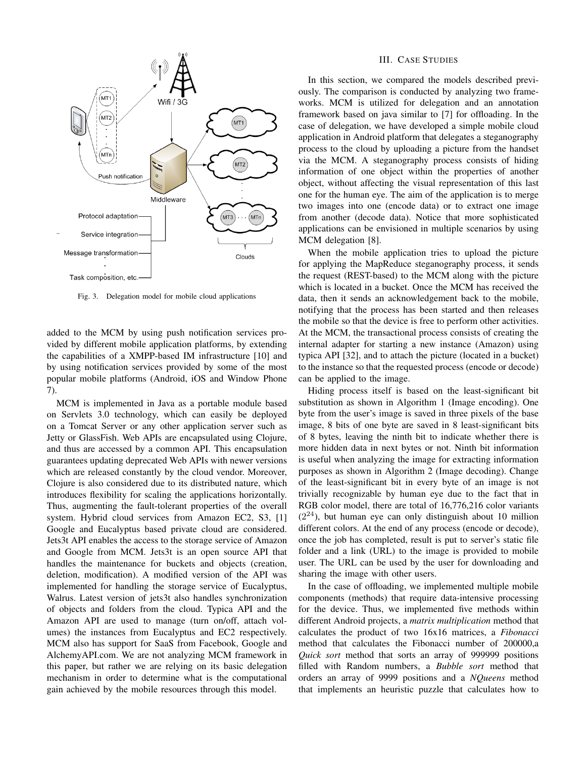Protocol adaptation

Service integration

Message transformation

Task composition, etc.

Middleware

Push notification

Wifi / 3G

MT1

MT2

MTn

MT1

MT2

MT3 . . . MTn

Clouds

Fig. 3. Delegation model for mobile cloud applications

added to the MCM by using push notification services provided by different mobile application platforms, by extending the capabilities of a XMPP-based IM infrastructure [10] and by using notification services provided by some of the most popular mobile platforms (Android, iOS and Window Phone 7).

MCM is implemented in Java as a portable module based on Servlets 3.0 technology, which can easily be deployed on a Tomcat Server or any other application server such as Jetty or GlassFish. Web APIs are encapsulated using Clojure, and thus are accessed by a common API. This encapsulation guarantees updating deprecated Web APIs with newer versions which are released constantly by the cloud vendor. Moreover, Clojure is also considered due to its distributed nature, which introduces flexibility for scaling the applications horizontally. Thus, augmenting the fault-tolerant properties of the overall system. Hybrid cloud services from Amazon EC2, S3, [1] Google and Eucalyptus based private cloud are considered. Jets3t API enables the access to the storage service of Amazon and Google from MCM. Jets3t is an open source API that handles the maintenance for buckets and objects (creation, deletion, modification). A modified version of the API was implemented for handling the storage service of Eucalyptus, Walrus. Latest version of jets3t also handles synchronization of objects and folders from the cloud. Typica API and the Amazon API are used to manage (turn on/off, attach volumes) the instances from Eucalyptus and EC2 respectively. MCM also has support for SaaS from Facebook, Google and AlchemyAPI.com. We are not analyzing MCM framework in this paper, but rather we are relying on its basic delegation mechanism in order to determine what is the computational gain achieved by the mobile resources through this model.

## III. Case Studies

In this section, we compared the models described previously. The comparison is conducted by analyzing two frameworks. MCM is utilized for delegation and an annotation framework based on java similar to [7] for offloading. In the case of delegation, we have developed a simple mobile cloud application in Android platform that delegates a steganography process to the cloud by uploading a picture from the handset via the MCM. A steganography process consists of hiding information of one object within the properties of another object, without affecting the visual representation of this last one for the human eye. The aim of the application is to merge two images into one (encode data) or to extract one image from another (decode data). Notice that more sophisticated applications can be envisioned in multiple scenarios by using MCM delegation [8].

When the mobile application tries to upload the picture for applying the MapReduce steganography process, it sends the request (REST-based) to the MCM along with the picture which is located in a bucket. Once the MCM has received the data, then it sends an acknowledgement back to the mobile, notifying that the process has been started and then releases the mobile so that the device is free to perform other activities. At the MCM, the transactional process consists of creating the internal adapter for starting a new instance (Amazon) using typica API [32], and to attach the picture (located in a bucket) to the instance so that the requested process (encode or decode) can be applied to the image.

Hiding process itself is based on the least-significant bit substitution as shown in Algorithm 1 (Image encoding). One byte from the user's image is saved in three pixels of the base image, 8 bits of one byte are saved in 8 least-significant bits of 8 bytes, leaving the ninth bit to indicate whether there is more hidden data in next bytes or not. Ninth bit information is useful when analyzing the image for extracting information purposes as shown in Algorithm 2 (Image decoding). Change of the least-significant bit in every byte of an image is not trivially recognizable by human eye due to the fact that in RGB color model, there are total of 16,776,216 color variants ($2^{24}$), but human eye can only distinguish about 10 million different colors. At the end of any process (encode or decode), once the job has completed, result is put to server's static file folder and a link (URL) to the image is provided to mobile user. The URL can be used by the user for downloading and sharing the image with other users.

In the case of offloading, we implemented multiple mobile components (methods) that require data-intensive processing for the device. Thus, we implemented five methods within different Android projects, a *matrix multiplication* method that calculates the product of two 16x16 matrices, a *Fibonacci* method that calculates the Fibonacci number of 200000,a *Quick sort* method that sorts an array of 999999 positions filled with Random numbers, a *Bubble sort* method that orders an array of 9999 positions and a *NQueens* method that implements an heuristic puzzle that calculates how to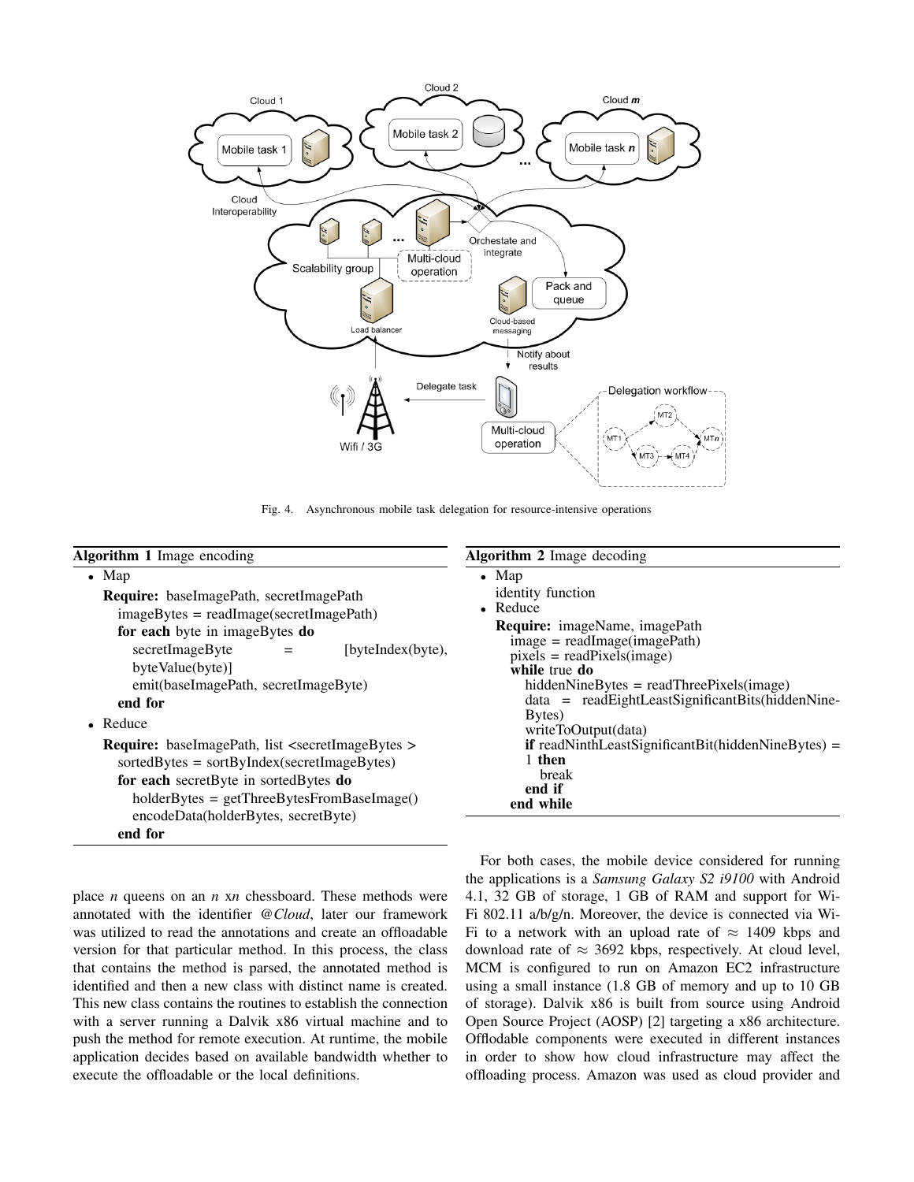Fig. 4. Asynchronous mobile task delegation for resource-intensive operations

**Algorithm 1** Image encoding

- Map

  **Require:** baseImagePath, secretImagePath
  imageBytes = readImage(secretImagePath)
  **for each** byte in imageBytes **do**
  secretImageByte = [byteIndex(byte), byteValue(byte)]
  emit(baseImagePath, secretImageByte)
  **end for**

- Reduce

  **Require:** baseImagePath, list <secretImageBytes >
  sortedBytes = sortByIndex(secretImageBytes)
  **for each** secretByte in sortedBytes **do**
  holderBytes = getThreeBytesFromBaseImage()
  encodeData(holderBytes, secretByte)
  **end for**

**Algorithm 2** Image decoding

- Map

  identity function

- Reduce

  **Require:** imageName, imagePath
  image = readImage(imagePath)
  pixels = readPixels(image)
  **while** true **do**
  hiddenNineBytes = readThreePixels(image)
  data = readEightLeastSignificantBits(hiddenNineBytes)
  writeToOutput(data)
  **if** readNinthLeastSignificantBit(hiddenNineBytes) = 1 **then**
  break
  **end if**
  **end while**

place *n* queens on an *n* x*n* chessboard. These methods were annotated with the identifier *@Cloud*, later our framework was utilized to read the annotations and create an offloadable version for that particular method. In this process, the class that contains the method is parsed, the annotated method is identified and then a new class with distinct name is created. This new class contains the routines to establish the connection with a server running a Dalvik x86 virtual machine and to push the method for remote execution. At runtime, the mobile application decides based on available bandwidth whether to execute the offloadable or the local definitions.

For both cases, the mobile device considered for running the applications is a *Samsung Galaxy S2 i9100* with Android 4.1, 32 GB of storage, 1 GB of RAM and support for Wi-Fi 802.11 a/b/g/n. Moreover, the device is connected via Wi-Fi to a network with an upload rate of $\approx$ 1409 kbps and download rate of $\approx$ 3692 kbps, respectively. At cloud level, MCM is configured to run on Amazon EC2 infrastructure using a small instance (1.8 GB of memory and up to 10 GB of storage). Dalvik x86 is built from source using Android Open Source Project (AOSP) [2] targeting a x86 architecture. Offlodable components were executed in different instances in order to show how cloud infrastructure may affect the offloading process. Amazon was used as cloud provider and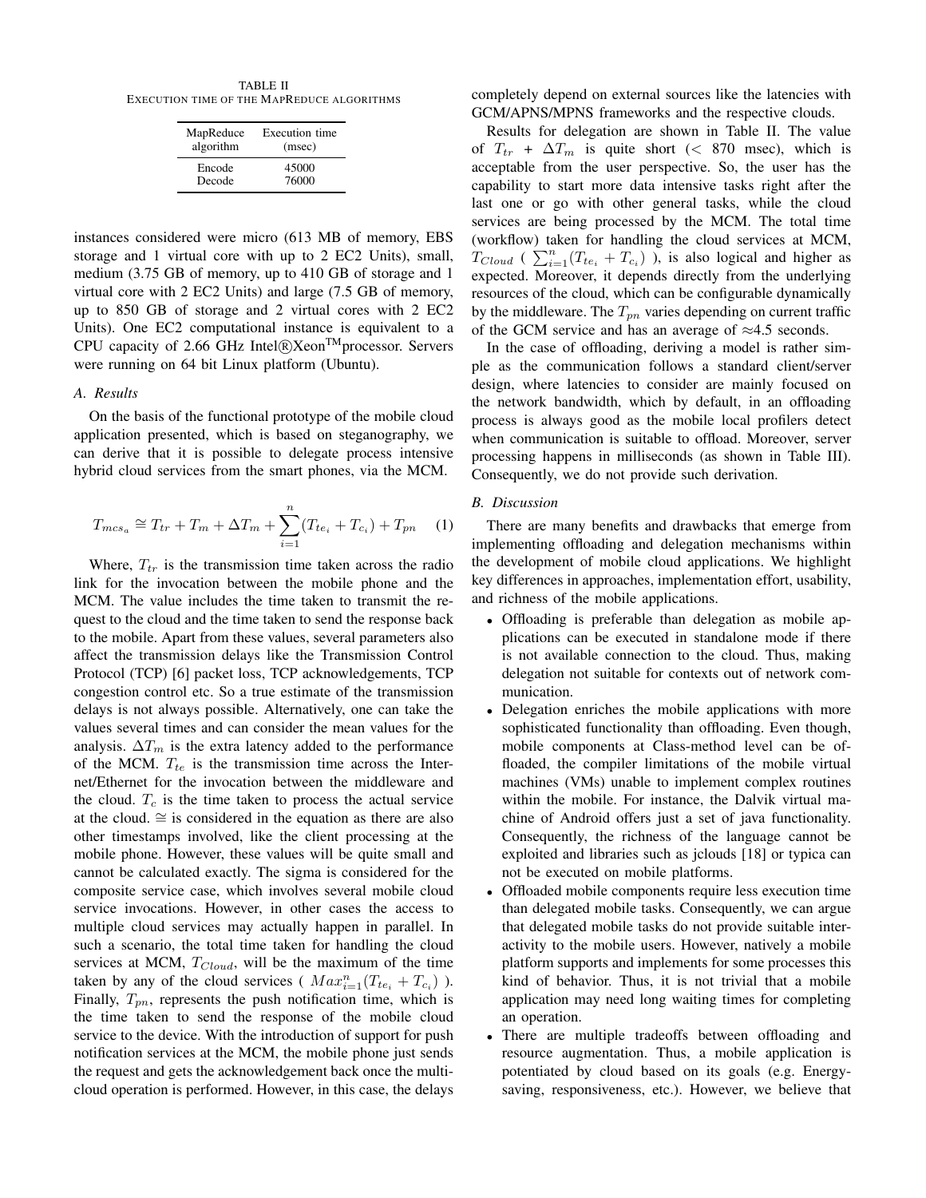TABLE II
EXECUTION TIME OF THE MAPREDUCE ALGORITHMS

| MapReduce algorithm | Execution time (msec) |
|---|---|
| Encode | 45000 |
| Decode | 76000 |

instances considered were micro (613 MB of memory, EBS storage and 1 virtual core with up to 2 EC2 Units), small, medium (3.75 GB of memory, up to 410 GB of storage and 1 virtual core with 2 EC2 Units) and large (7.5 GB of memory, up to 850 GB of storage and 2 virtual cores with 2 EC2 Units). One EC2 computational instance is equivalent to a CPU capacity of 2.66 GHz Intel®Xeon™processor. Servers were running on 64 bit Linux platform (Ubuntu).

### A. Results

On the basis of the functional prototype of the mobile cloud application presented, which is based on steganography, we can derive that it is possible to delegate process intensive hybrid cloud services from the smart phones, via the MCM.

$$T_{mcs_a} \cong T_{tr} + T_m + \Delta T_m + \sum_{i=1}^{n}(T_{te_i} + T_{c_i}) + T_{pn} \quad (1)$$

Where, $T_{tr}$ is the transmission time taken across the radio link for the invocation between the mobile phone and the MCM. The value includes the time taken to transmit the request to the cloud and the time taken to send the response back to the mobile. Apart from these values, several parameters also affect the transmission delays like the Transmission Control Protocol (TCP) [6] packet loss, TCP acknowledgements, TCP congestion control etc. So a true estimate of the transmission delays is not always possible. Alternatively, one can take the values several times and can consider the mean values for the analysis. $\Delta T_m$ is the extra latency added to the performance of the MCM. $T_{te}$ is the transmission time across the Internet/Ethernet for the invocation between the middleware and the cloud. $T_c$ is the time taken to process the actual service at the cloud. $\cong$ is considered in the equation as there are also other timestamps involved, like the client processing at the mobile phone. However, these values will be quite small and cannot be calculated exactly. The sigma is considered for the composite service case, which involves several mobile cloud service invocations. However, in other cases the access to multiple cloud services may actually happen in parallel. In such a scenario, the total time taken for handling the cloud services at MCM, $T_{Cloud}$, will be the maximum of the time taken by any of the cloud services ( $Max_{i=1}^{n}(T_{te_i} + T_{c_i})$ ). Finally, $T_{pn}$, represents the push notification time, which is the time taken to send the response of the mobile cloud service to the device. With the introduction of support for push notification services at the MCM, the mobile phone just sends the request and gets the acknowledgement back once the multi-cloud operation is performed. However, in this case, the delays completely depend on external sources like the latencies with GCM/APNS/MPNS frameworks and the respective clouds.

Results for delegation are shown in Table II. The value of $T_{tr}$ + $\Delta T_m$ is quite short (< 870 msec), which is acceptable from the user perspective. So, the user has the capability to start more data intensive tasks right after the last one or go with other general tasks, while the cloud services are being processed by the MCM. The total time (workflow) taken for handling the cloud services at MCM, $T_{Cloud}$ ( $\sum_{i=1}^{n}(T_{te_i} + T_{c_i})$ ), is also logical and higher as expected. Moreover, it depends directly from the underlying resources of the cloud, which can be configurable dynamically by the middleware. The $T_{pn}$ varies depending on current traffic of the GCM service and has an average of ≈4.5 seconds.

In the case of offloading, deriving a model is rather simple as the communication follows a standard client/server design, where latencies to consider are mainly focused on the network bandwidth, which by default, in an offloading process is always good as the mobile local profilers detect when communication is suitable to offload. Moreover, server processing happens in milliseconds (as shown in Table III). Consequently, we do not provide such derivation.

### B. Discussion

There are many benefits and drawbacks that emerge from implementing offloading and delegation mechanisms within the development of mobile cloud applications. We highlight key differences in approaches, implementation effort, usability, and richness of the mobile applications.

- Offloading is preferable than delegation as mobile applications can be executed in standalone mode if there is not available connection to the cloud. Thus, making delegation not suitable for contexts out of network communication.
- Delegation enriches the mobile applications with more sophisticated functionality than offloading. Even though, mobile components at Class-method level can be offloaded, the compiler limitations of the mobile virtual machines (VMs) unable to implement complex routines within the mobile. For instance, the Dalvik virtual machine of Android offers just a set of java functionality. Consequently, the richness of the language cannot be exploited and libraries such as jclouds [18] or typica can not be executed on mobile platforms.
- Offloaded mobile components require less execution time than delegated mobile tasks. Consequently, we can argue that delegated mobile tasks do not provide suitable interactivity to the mobile users. However, natively a mobile platform supports and implements for some processes this kind of behavior. Thus, it is not trivial that a mobile application may need long waiting times for completing an operation.
- There are multiple tradeoffs between offloading and resource augmentation. Thus, a mobile application is potentiated by cloud based on its goals (e.g. Energy-saving, responsiveness, etc.). However, we believe that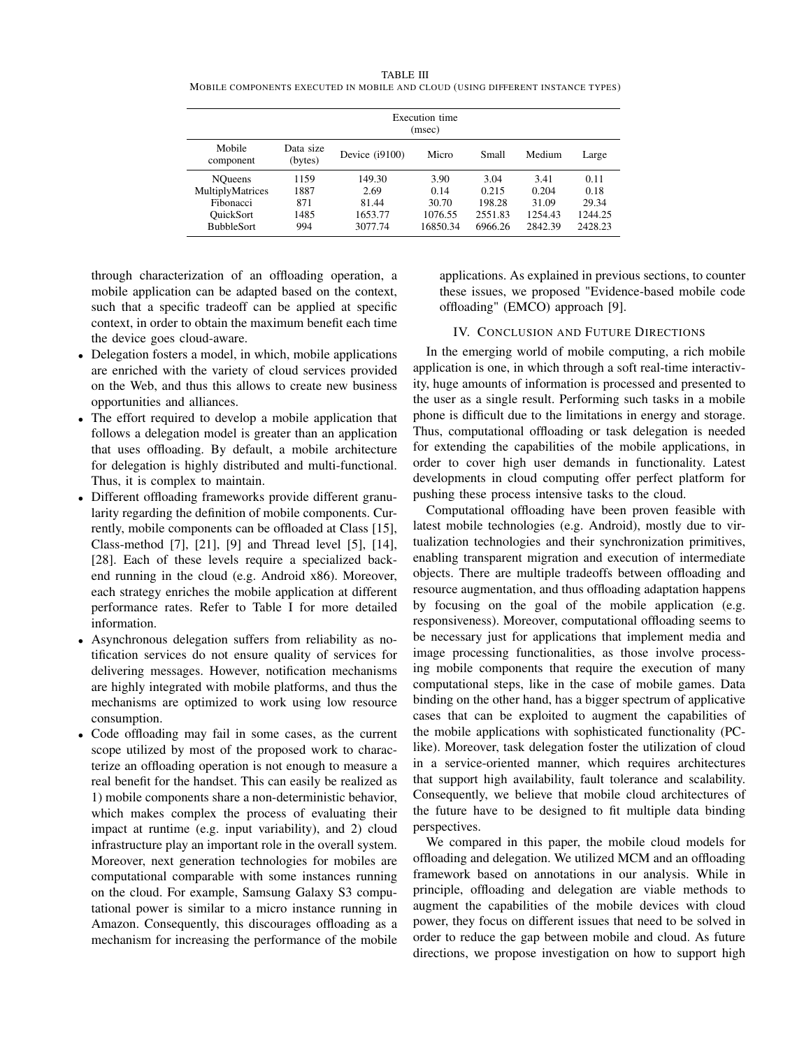TABLE III
MOBILE COMPONENTS EXECUTED IN MOBILE AND CLOUD (USING DIFFERENT INSTANCE TYPES)

| | | Execution time (msec) | | | | |
|---|---|---|---|---|---|---|
| Mobile component | Data size (bytes) | Device (i9100) | Micro | Small | Medium | Large |
| NQueens | 1159 | 149.30 | 3.90 | 3.04 | 3.41 | 0.11 |
| MultiplyMatrices | 1887 | 2.69 | 0.14 | 0.215 | 0.204 | 0.18 |
| Fibonacci | 871 | 81.44 | 30.70 | 198.28 | 31.09 | 29.34 |
| QuickSort | 1485 | 1653.77 | 1076.55 | 2551.83 | 1254.43 | 1244.25 |
| BubbleSort | 994 | 3077.74 | 16850.34 | 6966.26 | 2842.39 | 2428.23 |

through characterization of an offloading operation, a mobile application can be adapted based on the context, such that a specific tradeoff can be applied at specific context, in order to obtain the maximum benefit each time the device goes cloud-aware.

- Delegation fosters a model, in which, mobile applications are enriched with the variety of cloud services provided on the Web, and thus this allows to create new business opportunities and alliances.
- The effort required to develop a mobile application that follows a delegation model is greater than an application that uses offloading. By default, a mobile architecture for delegation is highly distributed and multi-functional. Thus, it is complex to maintain.
- Different offloading frameworks provide different granularity regarding the definition of mobile components. Currently, mobile components can be offloaded at Class [15], Class-method [7], [21], [9] and Thread level [5], [14], [28]. Each of these levels require a specialized backend running in the cloud (e.g. Android x86). Moreover, each strategy enriches the mobile application at different performance rates. Refer to Table I for more detailed information.
- Asynchronous delegation suffers from reliability as notification services do not ensure quality of services for delivering messages. However, notification mechanisms are highly integrated with mobile platforms, and thus the mechanisms are optimized to work using low resource consumption.
- Code offloading may fail in some cases, as the current scope utilized by most of the proposed work to characterize an offloading operation is not enough to measure a real benefit for the handset. This can easily be realized as 1) mobile components share a non-deterministic behavior, which makes complex the process of evaluating their impact at runtime (e.g. input variability), and 2) cloud infrastructure play an important role in the overall system. Moreover, next generation technologies for mobiles are computational comparable with some instances running on the cloud. For example, Samsung Galaxy S3 computational power is similar to a micro instance running in Amazon. Consequently, this discourages offloading as a mechanism for increasing the performance of the mobile applications. As explained in previous sections, to counter these issues, we proposed "Evidence-based mobile code offloading" (EMCO) approach [9].

## IV. CONCLUSION AND FUTURE DIRECTIONS

In the emerging world of mobile computing, a rich mobile application is one, in which through a soft real-time interactivity, huge amounts of information is processed and presented to the user as a single result. Performing such tasks in a mobile phone is difficult due to the limitations in energy and storage. Thus, computational offloading or task delegation is needed for extending the capabilities of the mobile applications, in order to cover high user demands in functionality. Latest developments in cloud computing offer perfect platform for pushing these process intensive tasks to the cloud.

Computational offloading have been proven feasible with latest mobile technologies (e.g. Android), mostly due to virtualization technologies and their synchronization primitives, enabling transparent migration and execution of intermediate objects. There are multiple tradeoffs between offloading and resource augmentation, and thus offloading adaptation happens by focusing on the goal of the mobile application (e.g. responsiveness). Moreover, computational offloading seems to be necessary just for applications that implement media and image processing functionalities, as those involve processing mobile components that require the execution of many computational steps, like in the case of mobile games. Data binding on the other hand, has a bigger spectrum of applicative cases that can be exploited to augment the capabilities of the mobile applications with sophisticated functionality (PC-like). Moreover, task delegation foster the utilization of cloud in a service-oriented manner, which requires architectures that support high availability, fault tolerance and scalability. Consequently, we believe that mobile cloud architectures of the future have to be designed to fit multiple data binding perspectives.

We compared in this paper, the mobile cloud models for offloading and delegation. We utilized MCM and an offloading framework based on annotations in our analysis. While in principle, offloading and delegation are viable methods to augment the capabilities of the mobile devices with cloud power, they focus on different issues that need to be solved in order to reduce the gap between mobile and cloud. As future directions, we propose investigation on how to support high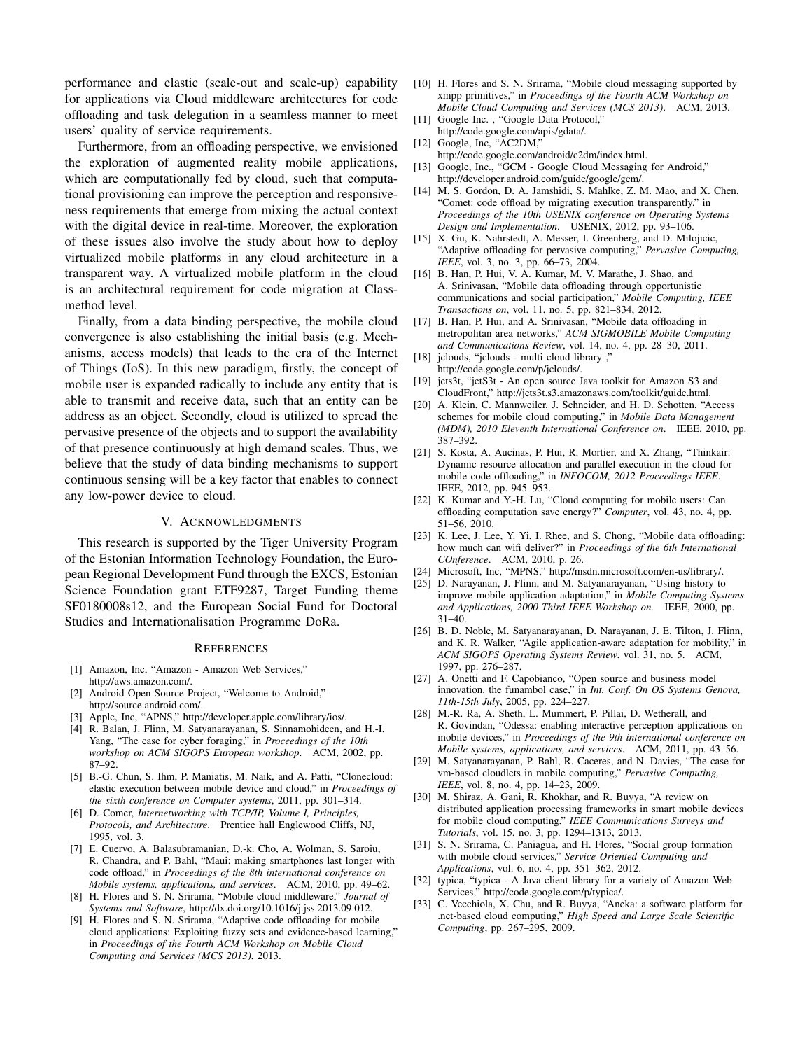performance and elastic (scale-out and scale-up) capability for applications via Cloud middleware architectures for code offloading and task delegation in a seamless manner to meet users' quality of service requirements.

Furthermore, from an offloading perspective, we envisioned the exploration of augmented reality mobile applications, which are computationally fed by cloud, such that computational provisioning can improve the perception and responsiveness requirements that emerge from mixing the actual context with the digital device in real-time. Moreover, the exploration of these issues also involve the study about how to deploy virtualized mobile platforms in any cloud architecture in a transparent way. A virtualized mobile platform in the cloud is an architectural requirement for code migration at Class-method level.

Finally, from a data binding perspective, the mobile cloud convergence is also establishing the initial basis (e.g. Mechanisms, access models) that leads to the era of the Internet of Things (IoS). In this new paradigm, firstly, the concept of mobile user is expanded radically to include any entity that is able to transmit and receive data, such that an entity can be address as an object. Secondly, cloud is utilized to spread the pervasive presence of the objects and to support the availability of that presence continuously at high demand scales. Thus, we believe that the study of data binding mechanisms to support continuous sensing will be a key factor that enables to connect any low-power device to cloud.

## V. Acknowledgments

This research is supported by the Tiger University Program of the Estonian Information Technology Foundation, the European Regional Development Fund through the EXCS, Estonian Science Foundation grant ETF9287, Target Funding theme SF0180008s12, and the European Social Fund for Doctoral Studies and Internationalisation Programme DoRa.

## References

[1] Amazon, Inc, "Amazon - Amazon Web Services," http://aws.amazon.com/.

[2] Android Open Source Project, "Welcome to Android," http://source.android.com/.

[3] Apple, Inc, "APNS," http://developer.apple.com/library/ios/.

[4] R. Balan, J. Flinn, M. Satyanarayanan, S. Sinnamohideen, and H.-I. Yang, "The case for cyber foraging," in *Proceedings of the 10th workshop on ACM SIGOPS European workshop*. ACM, 2002, pp. 87–92.

[5] B.-G. Chun, S. Ihm, P. Maniatis, M. Naik, and A. Patti, "Clonecloud: elastic execution between mobile device and cloud," in *Proceedings of the sixth conference on Computer systems*, 2011, pp. 301–314.

[6] D. Comer, *Internetworking with TCP/IP, Volume I, Principles, Protocols, and Architecture*. Prentice hall Englewood Cliffs, NJ, 1995, vol. 3.

[7] E. Cuervo, A. Balasubramanian, D.-k. Cho, A. Wolman, S. Saroiu, R. Chandra, and P. Bahl, "Maui: making smartphones last longer with code offload," in *Proceedings of the 8th international conference on Mobile systems, applications, and services*. ACM, 2010, pp. 49–62.

[8] H. Flores and S. N. Srirama, "Mobile cloud middleware," *Journal of Systems and Software*, http://dx.doi.org/10.1016/j.jss.2013.09.012.

[9] H. Flores and S. N. Srirama, "Adaptive code offloading for mobile cloud applications: Exploiting fuzzy sets and evidence-based learning," in *Proceedings of the Fourth ACM Workshop on Mobile Cloud Computing and Services (MCS 2013)*, 2013.

[10] H. Flores and S. N. Srirama, "Mobile cloud messaging supported by xmpp primitives," in *Proceedings of the Fourth ACM Workshop on Mobile Cloud Computing and Services (MCS 2013)*. ACM, 2013.

[11] Google Inc. , "Google Data Protocol," http://code.google.com/apis/gdata/.

[12] Google, Inc, "AC2DM," http://code.google.com/android/c2dm/index.html.

[13] Google, Inc., "GCM - Google Cloud Messaging for Android," http://developer.android.com/guide/google/gcm/.

[14] M. S. Gordon, D. A. Jamshidi, S. Mahlke, Z. M. Mao, and X. Chen, "Comet: code offload by migrating execution transparently," in *Proceedings of the 10th USENIX conference on Operating Systems Design and Implementation*. USENIX, 2012, pp. 93–106.

[15] X. Gu, K. Nahrstedt, A. Messer, I. Greenberg, and D. Milojicic, "Adaptive offloading for pervasive computing," *Pervasive Computing, IEEE*, vol. 3, no. 3, pp. 66–73, 2004.

[16] B. Han, P. Hui, V. A. Kumar, M. V. Marathe, J. Shao, and A. Srinivasan, "Mobile data offloading through opportunistic communications and social participation," *Mobile Computing, IEEE Transactions on*, vol. 11, no. 5, pp. 821–834, 2012.

[17] B. Han, P. Hui, and A. Srinivasan, "Mobile data offloading in metropolitan area networks," *ACM SIGMOBILE Mobile Computing and Communications Review*, vol. 14, no. 4, pp. 28–30, 2011.

[18] jclouds, "jclouds - multi cloud library ," http://code.google.com/p/jclouds/.

[19] jets3t, "jetS3t - An open source Java toolkit for Amazon S3 and CloudFront," http://jets3t.s3.amazonaws.com/toolkit/guide.html.

[20] A. Klein, C. Mannweiler, J. Schneider, and H. D. Schotten, "Access schemes for mobile cloud computing," in *Mobile Data Management (MDM), 2010 Eleventh International Conference on*. IEEE, 2010, pp. 387–392.

[21] S. Kosta, A. Aucinas, P. Hui, R. Mortier, and X. Zhang, "Thinkair: Dynamic resource allocation and parallel execution in the cloud for mobile code offloading," in *INFOCOM, 2012 Proceedings IEEE*. IEEE, 2012, pp. 945–953.

[22] K. Kumar and Y.-H. Lu, "Cloud computing for mobile users: Can offloading computation save energy?" *Computer*, vol. 43, no. 4, pp. 51–56, 2010.

[23] K. Lee, J. Lee, Y. Yi, I. Rhee, and S. Chong, "Mobile data offloading: how much can wifi deliver?" in *Proceedings of the 6th International COnference*. ACM, 2010, p. 26.

[24] Microsoft, Inc, "MPNS," http://msdn.microsoft.com/en-us/library/.

[25] D. Narayanan, J. Flinn, and M. Satyanarayanan, "Using history to improve mobile application adaptation," in *Mobile Computing Systems and Applications, 2000 Third IEEE Workshop on*. IEEE, 2000, pp. 31–40.

[26] B. D. Noble, M. Satyanarayanan, D. Narayanan, J. E. Tilton, J. Flinn, and K. R. Walker, "Agile application-aware adaptation for mobility," in *ACM SIGOPS Operating Systems Review*, vol. 31, no. 5. ACM, 1997, pp. 276–287.

[27] A. Onetti and F. Capobianco, "Open source and business model innovation. the funambol case," in *Int. Conf. On OS Systems Genova, 11th-15th July*, 2005, pp. 224–227.

[28] M.-R. Ra, A. Sheth, L. Mummert, P. Pillai, D. Wetherall, and R. Govindan, "Odessa: enabling interactive perception applications on mobile devices," in *Proceedings of the 9th international conference on Mobile systems, applications, and services*. ACM, 2011, pp. 43–56.

[29] M. Satyanarayanan, P. Bahl, R. Caceres, and N. Davies, "The case for vm-based cloudlets in mobile computing," *Pervasive Computing, IEEE*, vol. 8, no. 4, pp. 14–23, 2009.

[30] M. Shiraz, A. Gani, R. Khokhar, and R. Buyya, "A review on distributed application processing frameworks in smart mobile devices for mobile cloud computing," *IEEE Communications Surveys and Tutorials*, vol. 15, no. 3, pp. 1294–1313, 2013.

[31] S. N. Srirama, C. Paniagua, and H. Flores, "Social group formation with mobile cloud services," *Service Oriented Computing and Applications*, vol. 6, no. 4, pp. 351–362, 2012.

[32] typica, "typica - A Java client library for a variety of Amazon Web Services," http://code.google.com/p/typica/.

[33] C. Vecchiola, X. Chu, and R. Buyya, "Aneka: a software platform for .net-based cloud computing," *High Speed and Large Scale Scientific Computing*, pp. 267–295, 2009.